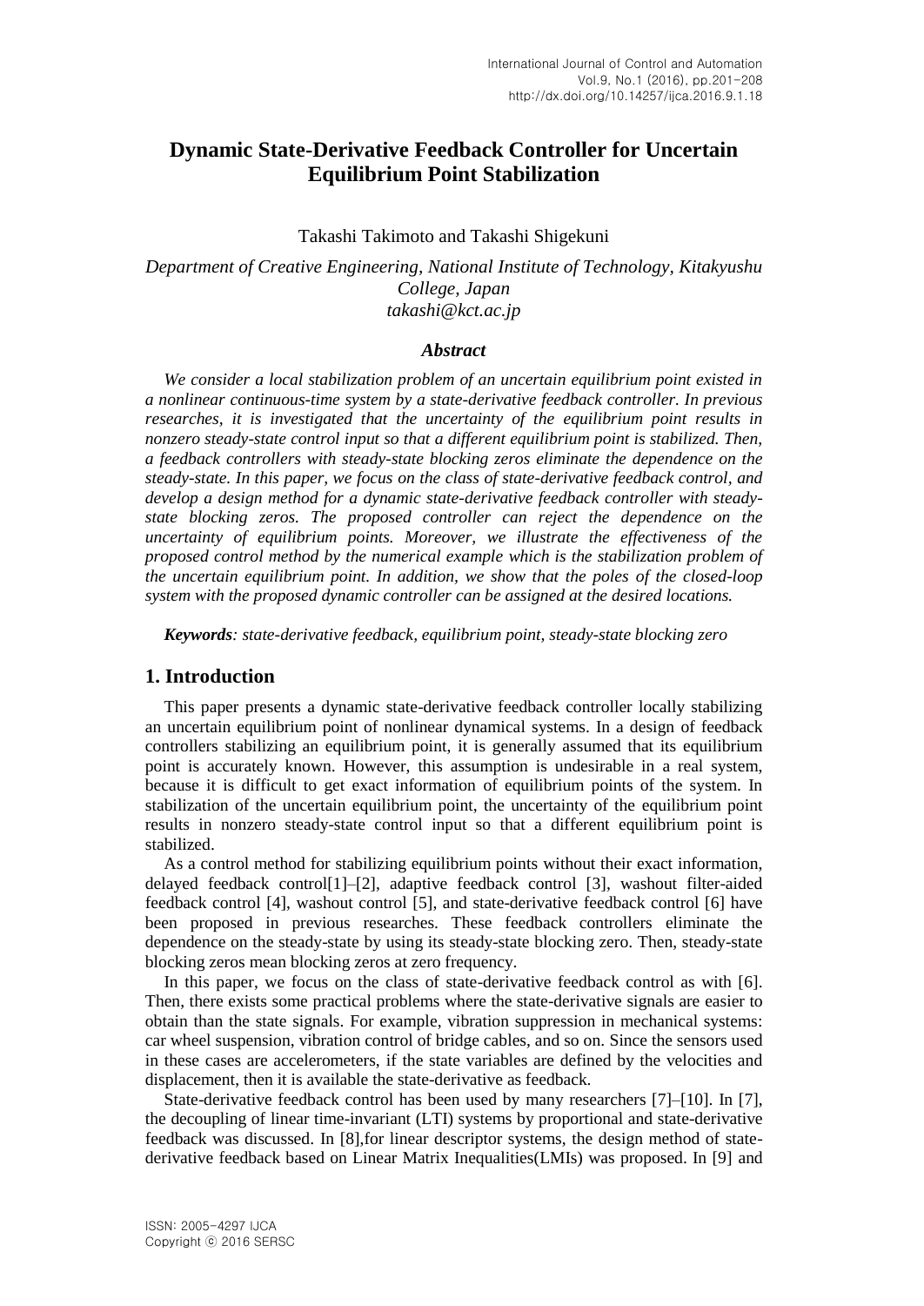# Dynamic State-Derivative Feedback Controller for Uncertain Equilibrium Point Stabilization

Takashi Takimoto and Takashi Shigekuni

*Department of Creative Engineering, National Institute of Technology, Kitakyushu College, Japan*
*takashi@kct.ac.jp*

### *Abstract*

*We consider a local stabilization problem of an uncertain equilibrium point existed in a nonlinear continuous-time system by a state-derivative feedback controller. In previous researches, it is investigated that the uncertainty of the equilibrium point results in nonzero steady-state control input so that a different equilibrium point is stabilized. Then, a feedback controllers with steady-state blocking zeros eliminate the dependence on the steady-state. In this paper, we focus on the class of state-derivative feedback control, and develop a design method for a dynamic state-derivative feedback controller with steady-state blocking zeros. The proposed controller can reject the dependence on the uncertainty of equilibrium points. Moreover, we illustrate the effectiveness of the proposed control method by the numerical example which is the stabilization problem of the uncertain equilibrium point. In addition, we show that the poles of the closed-loop system with the proposed dynamic controller can be assigned at the desired locations.*

***Keywords**: state-derivative feedback, equilibrium point, steady-state blocking zero*

## 1. Introduction

This paper presents a dynamic state-derivative feedback controller locally stabilizing an uncertain equilibrium point of nonlinear dynamical systems. In a design of feedback controllers stabilizing an equilibrium point, it is generally assumed that its equilibrium point is accurately known. However, this assumption is undesirable in a real system, because it is difficult to get exact information of equilibrium points of the system. In stabilization of the uncertain equilibrium point, the uncertainty of the equilibrium point results in nonzero steady-state control input so that a different equilibrium point is stabilized.

As a control method for stabilizing equilibrium points without their exact information, delayed feedback control[1]–[2], adaptive feedback control [3], washout filter-aided feedback control [4], washout control [5], and state-derivative feedback control [6] have been proposed in previous researches. These feedback controllers eliminate the dependence on the steady-state by using its steady-state blocking zero. Then, steady-state blocking zeros mean blocking zeros at zero frequency.

In this paper, we focus on the class of state-derivative feedback control as with [6]. Then, there exists some practical problems where the state-derivative signals are easier to obtain than the state signals. For example, vibration suppression in mechanical systems: car wheel suspension, vibration control of bridge cables, and so on. Since the sensors used in these cases are accelerometers, if the state variables are defined by the velocities and displacement, then it is available the state-derivative as feedback.

State-derivative feedback control has been used by many researchers [7]–[10]. In [7], the decoupling of linear time-invariant (LTI) systems by proportional and state-derivative feedback was discussed. In [8],for linear descriptor systems, the design method of state-derivative feedback based on Linear Matrix Inequalities(LMIs) was proposed. In [9] and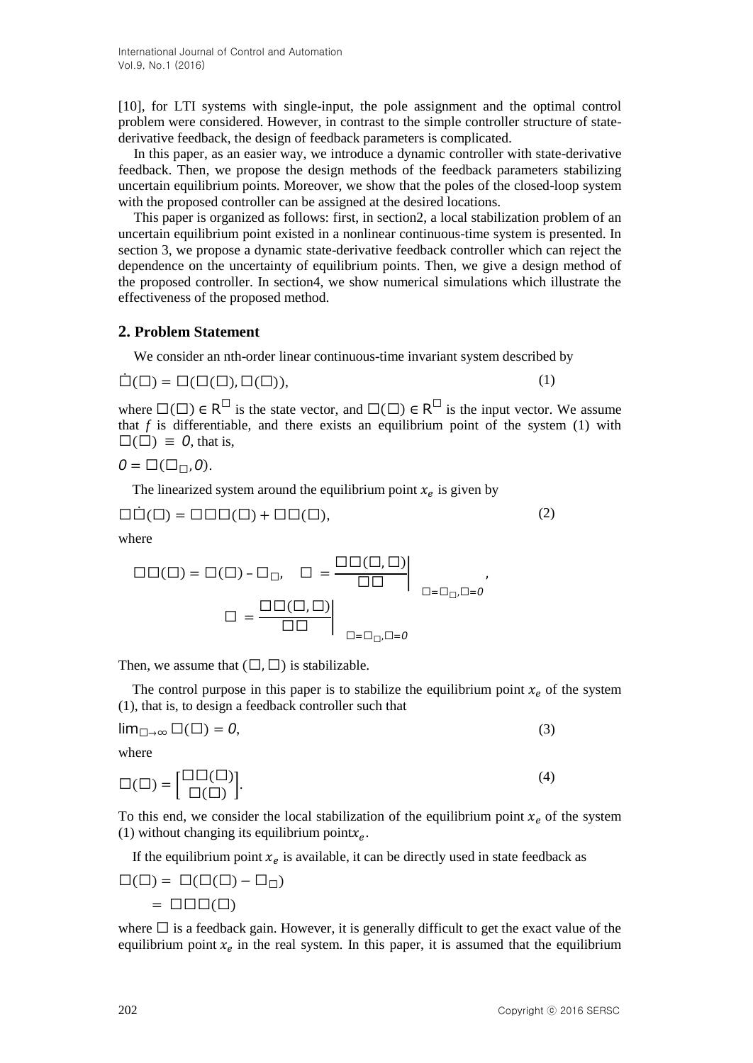[10], for LTI systems with single-input, the pole assignment and the optimal control problem were considered. However, in contrast to the simple controller structure of state-derivative feedback, the design of feedback parameters is complicated.

In this paper, as an easier way, we introduce a dynamic controller with state-derivative feedback. Then, we propose the design methods of the feedback parameters stabilizing uncertain equilibrium points. Moreover, we show that the poles of the closed-loop system with the proposed controller can be assigned at the desired locations.

This paper is organized as follows: first, in section2, a local stabilization problem of an uncertain equilibrium point existed in a nonlinear continuous-time system is presented. In section 3, we propose a dynamic state-derivative feedback controller which can reject the dependence on the uncertainty of equilibrium points. Then, we give a design method of the proposed controller. In section4, we show numerical simulations which illustrate the effectiveness of the proposed method.

## 2. Problem Statement

We consider an nth-order linear continuous-time invariant system described by

$$\dot{x}(t) = f(x(t), u(t)), \tag{1}$$

where $x(t) \in R^n$ is the state vector, and $u(t) \in R^m$ is the input vector. We assume that *f* is differentiable, and there exists an equilibrium point of the system (1) with $u(t) \equiv 0$, that is,

$$0 = f(x_e, 0).$$

The linearized system around the equilibrium point $x_e$ is given by

$$\delta\dot{x}(t) = A\delta x(t) + Bu(t), \tag{2}$$

where

$$\delta x(t) = x(t) - x_e, \quad A = \left.\frac{\partial f(x, u)}{\partial x}\right|_{x=x_e, u=0},$$

$$B = \left.\frac{\partial f(x, u)}{\partial u}\right|_{x=x_e, u=0}$$

Then, we assume that $(A, B)$ is stabilizable.

The control purpose in this paper is to stabilize the equilibrium point $x_e$ of the system (1), that is, to design a feedback controller such that

$$\lim_{t\to\infty} z(t) = 0, \tag{3}$$

where

$$z(t) = \begin{bmatrix} \delta x(t) \\ u(t) \end{bmatrix}. \tag{4}$$

To this end, we consider the local stabilization of the equilibrium point $x_e$ of the system (1) without changing its equilibrium point $x_e$.

If the equilibrium point $x_e$ is available, it can be directly used in state feedback as

$$u(t) = K(x(t) - x_e)$$
$$= K\delta x(t)$$

where $K$ is a feedback gain. However, it is generally difficult to get the exact value of the equilibrium point $x_e$ in the real system. In this paper, it is assumed that the equilibrium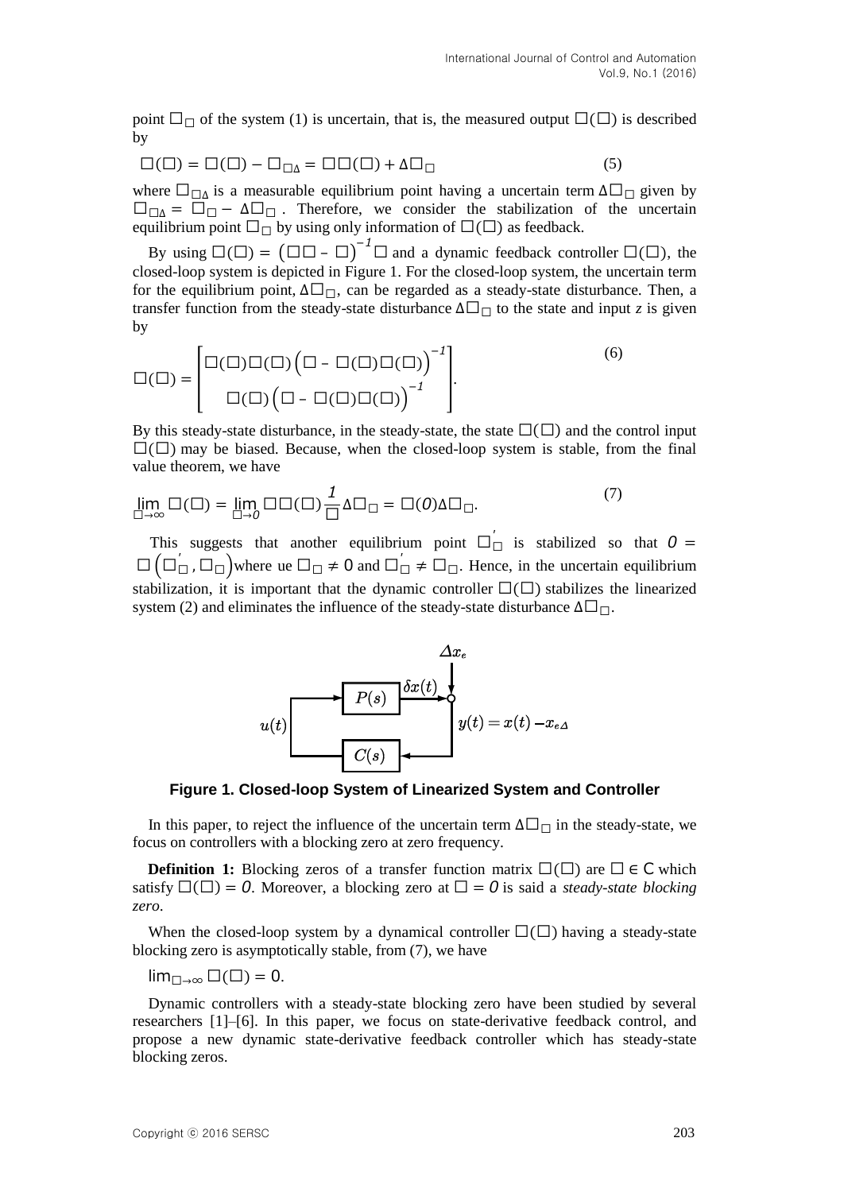point $x_e$ of the system (1) is uncertain, that is, the measured output $y(t)$ is described by

$$y(t) = x(t) - x_{e\Delta} = \delta x(t) + \Delta x_e \tag{5}$$

where $x_{e\Delta}$ is a measurable equilibrium point having a uncertain term $\Delta x_e$ given by $x_{e\Delta} = x_e - \Delta x_e$. Therefore, we consider the stabilization of the uncertain equilibrium point $x_e$ by using only information of $y(t)$ as feedback.

By using $P(s) = (sI - A)^{-1}B$ and a dynamic feedback controller $C(s)$, the closed-loop system is depicted in Figure 1. For the closed-loop system, the uncertain term for the equilibrium point, $\Delta x_e$, can be regarded as a steady-state disturbance. Then, a transfer function from the steady-state disturbance $\Delta x_e$ to the state and input *z* is given by

$$G(s) = \begin{bmatrix} P(s)C(s)\left(I - P(s)C(s)\right)^{-1} \\ C(s)\left(I - P(s)C(s)\right)^{-1} \end{bmatrix}. \tag{6}$$

By this steady-state disturbance, in the steady-state, the state $x(t)$ and the control input $u(t)$ may be biased. Because, when the closed-loop system is stable, from the final value theorem, we have

$$\lim_{t\to\infty} z(t) = \lim_{s\to 0} sG(s)\frac{1}{s}\Delta x_e = G(0)\Delta x_e. \tag{7}$$

This suggests that another equilibrium point $x_e^{'}$ is stabilized so that $0 = f\left(x_e^{'}, u_e\right)$ where ue $u_e \neq 0$ and $x_e^{'} \neq x_e$. Hence, in the uncertain equilibrium stabilization, it is important that the dynamic controller $C(s)$ stabilizes the linearized system (2) and eliminates the influence of the steady-state disturbance $\Delta x_e$.

**Figure 1. Closed-loop System of Linearized System and Controller**

In this paper, to reject the influence of the uncertain term $\Delta x_e$ in the steady-state, we focus on controllers with a blocking zero at zero frequency.

**Definition 1:** Blocking zeros of a transfer function matrix $G(s)$ are $s \in \mathrm{C}$ which satisfy $G(s) = 0$. Moreover, a blocking zero at $s = 0$ is said a *steady-state blocking zero*.

When the closed-loop system by a dynamical controller $C(s)$ having a steady-state blocking zero is asymptotically stable, from (7), we have

$\lim_{t\to\infty} z(t) = 0$.

Dynamic controllers with a steady-state blocking zero have been studied by several researchers [1]–[6]. In this paper, we focus on state-derivative feedback control, and propose a new dynamic state-derivative feedback controller which has steady-state blocking zeros.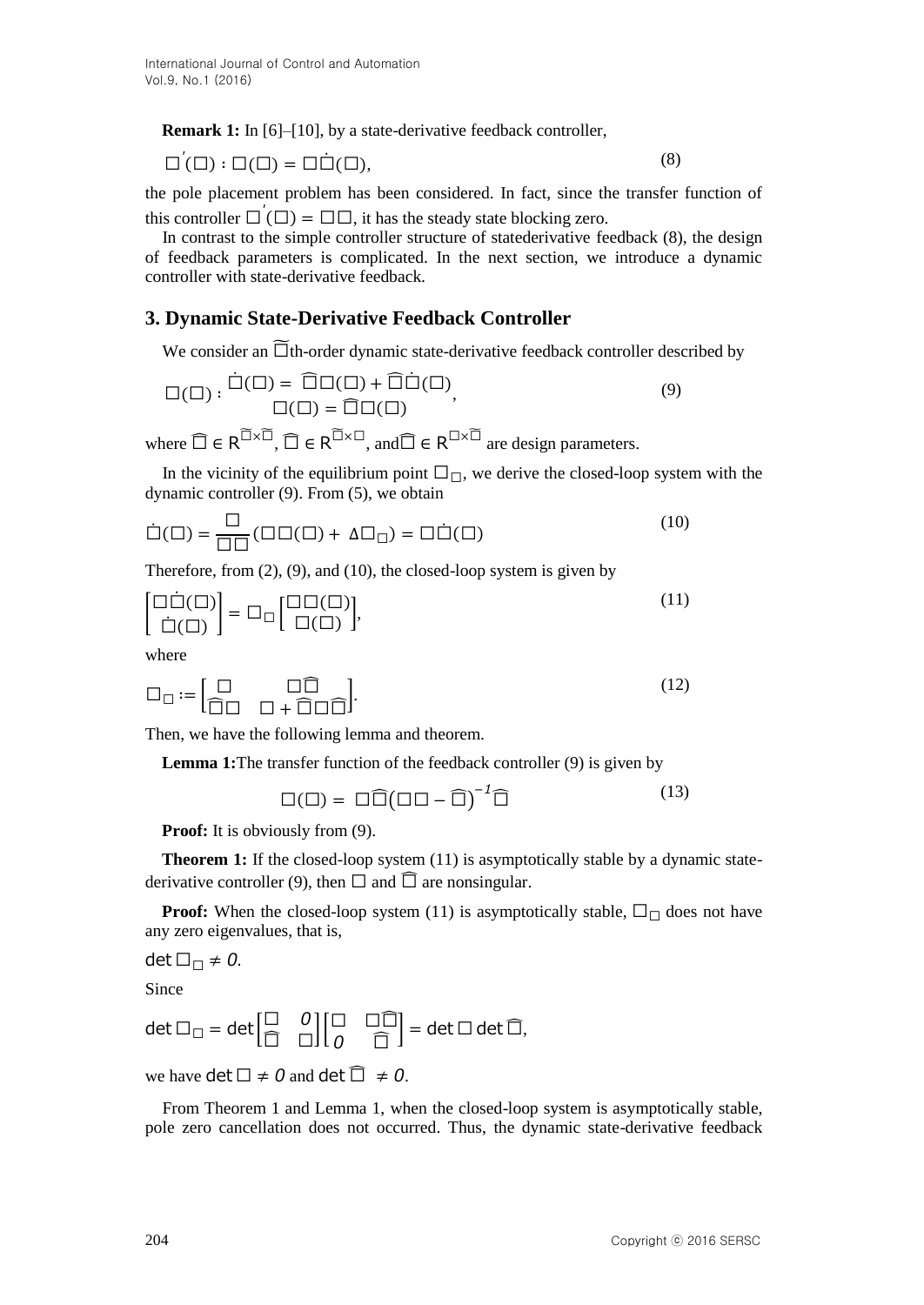**Remark 1:** In [6]–[10], by a state-derivative feedback controller,

$$C'(s) : u(t) = F\dot{x}(t), \tag{8}$$

the pole placement problem has been considered. In fact, since the transfer function of this controller $C'(s) = Fs$, it has the steady state blocking zero.

In contrast to the simple controller structure of statederivative feedback (8), the design of feedback parameters is complicated. In the next section, we introduce a dynamic controller with state-derivative feedback.

## 3. Dynamic State-Derivative Feedback Controller

We consider an $\hat{n}$th-order dynamic state-derivative feedback controller described by

$$C(s) : \begin{array}{l} \dot{\hat{x}}(t) = \hat{A}\hat{x}(t) + \hat{B}\dot{x}(t) \\ u(t) = \hat{C}\hat{x}(t) \end{array}, \tag{9}$$

where $\hat{A} \in R^{\hat{n}\times\hat{n}}$, $\hat{B} \in R^{\hat{n}\times n}$, and $\hat{C} \in R^{m\times\hat{n}}$ are design parameters.

In the vicinity of the equilibrium point $x_e$, we derive the closed-loop system with the dynamic controller (9). From (5), we obtain

$$\dot{x}(t) = \frac{d}{dt}(\delta x(t) + \Delta x_e) = \delta\dot{x}(t) \tag{10}$$

Therefore, from (2), (9), and (10), the closed-loop system is given by

$$\begin{bmatrix} \delta\dot{x}(t) \\ \dot{\hat{x}}(t) \end{bmatrix} = A_c \begin{bmatrix} \delta x(t) \\ \hat{x}(t) \end{bmatrix}, \tag{11}$$

where

$$A_c := \begin{bmatrix} A & B\hat{C} \\ \hat{B}A & \hat{A} + \hat{B}B\hat{C} \end{bmatrix}. \tag{12}$$

Then, we have the following lemma and theorem.

**Lemma 1:** The transfer function of the feedback controller (9) is given by

$$C(s) = s\hat{C}(sI - \hat{A})^{-1}\hat{B} \tag{13}$$

**Proof:** It is obviously from (9).

**Theorem 1:** If the closed-loop system (11) is asymptotically stable by a dynamic state-derivative controller (9), then $A$ and $\hat{A}$ are nonsingular.

**Proof:** When the closed-loop system (11) is asymptotically stable, $A_c$ does not have any zero eigenvalues, that is,

$\det A_c \neq 0$.

Since

$$\det A_c = \det\begin{bmatrix} I & 0 \\ \hat{B} & I \end{bmatrix}\begin{bmatrix} A & B\hat{C} \\ 0 & \hat{A} \end{bmatrix} = \det A \det \hat{A},$$

we have $\det A \neq 0$ and $\det \hat{A} \neq 0$.

From Theorem 1 and Lemma 1, when the closed-loop system is asymptotically stable, pole zero cancellation does not occurred. Thus, the dynamic state-derivative feedback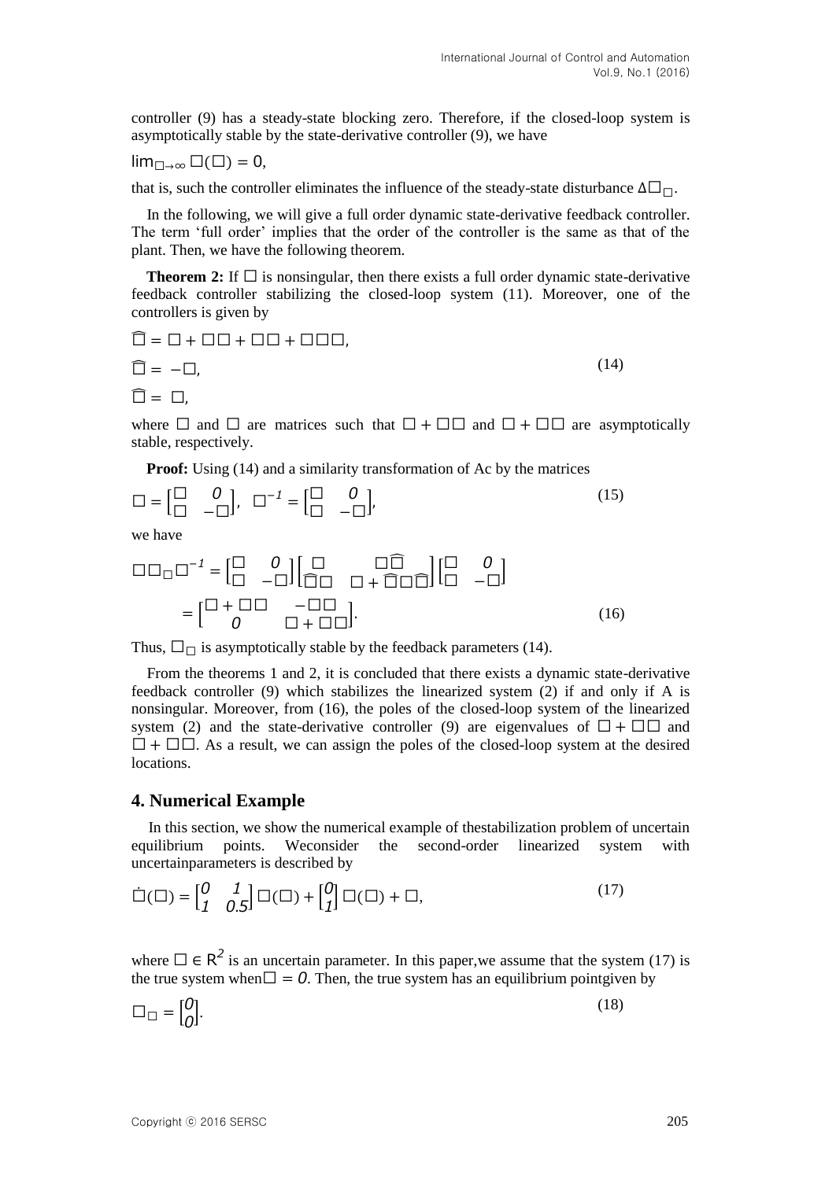controller (9) has a steady-state blocking zero. Therefore, if the closed-loop system is asymptotically stable by the state-derivative controller (9), we have

$\lim_{\square \to \infty} \square(\square) = 0,$

that is, such the controller eliminates the influence of the steady-state disturbance $\Delta\square_{\square}$.

In the following, we will give a full order dynamic state-derivative feedback controller. The term 'full order' implies that the order of the controller is the same as that of the plant. Then, we have the following theorem.

**Theorem 2:** If $\square$ is nonsingular, then there exists a full order dynamic state-derivative feedback controller stabilizing the closed-loop system (11). Moreover, one of the controllers is given by

$$
\begin{aligned}
\widehat{\square} &= \square + \square\square + \square\square + \square\square\square, \\
\widehat{\square} &= -\square, \qquad (14) \\
\widehat{\square} &= \square,
\end{aligned}
$$

where $\square$ and $\square$ are matrices such that $\square + \square\square$ and $\square + \square\square$ are asymptotically stable, respectively.

**Proof:** Using (14) and a similarity transformation of Ac by the matrices

$$
\square = \begin{bmatrix} \square & 0 \\ \square & -\square \end{bmatrix}, \quad \square^{-1} = \begin{bmatrix} \square & 0 \\ \square & -\square \end{bmatrix}, \qquad (15)
$$

we have

$$
\begin{aligned}
\square\square_{\square}\square^{-1} &= \begin{bmatrix} \square & 0 \\ \square & -\square \end{bmatrix} \begin{bmatrix} \square & \square\widehat{\square} \\ \widehat{\square}\square & \square + \widehat{\square}\square\widehat{\square} \end{bmatrix} \begin{bmatrix} \square & 0 \\ \square & -\square \end{bmatrix} \\
&= \begin{bmatrix} \square + \square\square & -\square\square \\ 0 & \square + \square\square \end{bmatrix}. \qquad (16)
\end{aligned}
$$

Thus, $\square_{\square}$ is asymptotically stable by the feedback parameters (14).

From the theorems 1 and 2, it is concluded that there exists a dynamic state-derivative feedback controller (9) which stabilizes the linearized system (2) if and only if A is nonsingular. Moreover, from (16), the poles of the closed-loop system of the linearized system (2) and the state-derivative controller (9) are eigenvalues of $\square + \square\square$ and $\square + \square\square$. As a result, we can assign the poles of the closed-loop system at the desired locations.

## 4. Numerical Example

In this section, we show the numerical example of thestabilization problem of uncertain equilibrium points. Weconsider the second-order linearized system with uncertainparameters is described by

$$
\dot{\square}(\square) = \begin{bmatrix} 0 & 1 \\ 1 & 0.5 \end{bmatrix} \square(\square) + \begin{bmatrix} 0 \\ 1 \end{bmatrix} \square(\square) + \square, \qquad (17)
$$

where $\square \in R^2$ is an uncertain parameter. In this paper,we assume that the system (17) is the true system when$\square = 0$. Then, the true system has an equilibrium pointgiven by

$$
\square_{\square} = \begin{bmatrix} 0 \\ 0 \end{bmatrix}. \qquad (18)
$$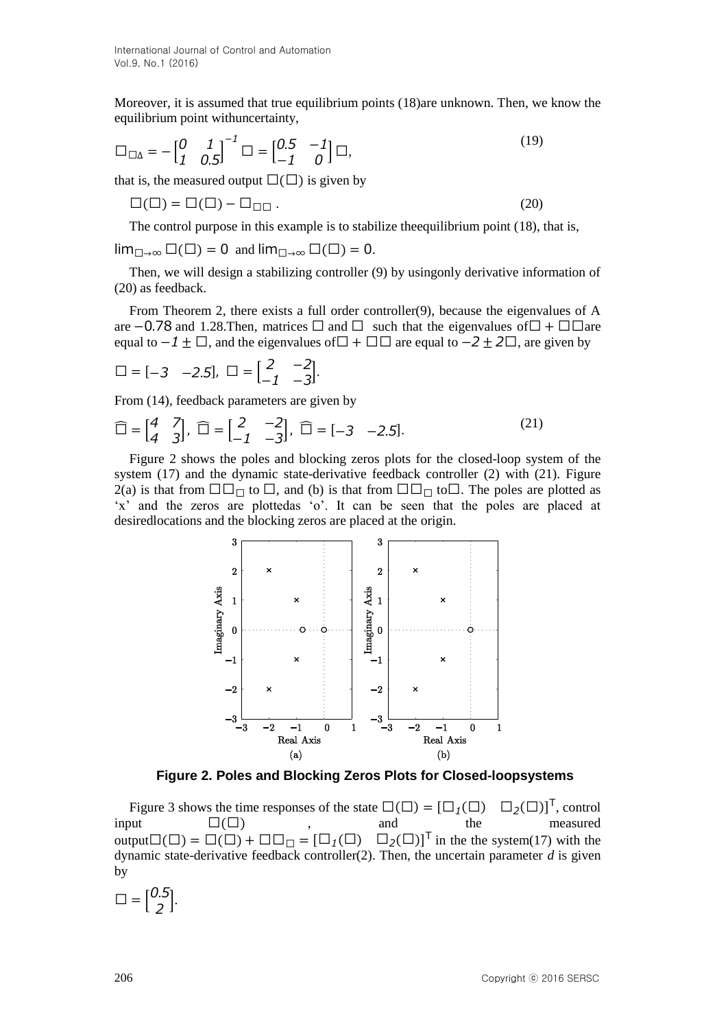Moreover, it is assumed that true equilibrium points (18)are unknown. Then, we know the equilibrium point withuncertainty,

$$x_{e\Delta} = -\begin{bmatrix} 0 & 1 \\ 1 & 0.5 \end{bmatrix}^{-1} d = \begin{bmatrix} 0.5 & -1 \\ -1 & 0 \end{bmatrix} d, \tag{19}$$

that is, the measured output $y(t)$ is given by

$$y(t) = x(t) - x_{e\Delta}. \tag{20}$$

The control purpose in this example is to stabilize theequilibrium point (18), that is,

$\lim_{t\to\infty} x(t) = 0$ and $\lim_{t\to\infty} u(t) = 0$.

Then, we will design a stabilizing controller (9) by usingonly derivative information of (20) as feedback.

From Theorem 2, there exists a full order controller(9), because the eigenvalues of A are $-0.78$ and 1.28.Then, matrices $F$ and $H$ such that the eigenvalues of$A + BF$are equal to $-1 \pm j$, and the eigenvalues of$A + HC$ are equal to $-2 \pm 2j$, are given by

$$F = \begin{bmatrix} -3 & -2.5 \end{bmatrix},\ H = \begin{bmatrix} 2 & -2 \\ -1 & -3 \end{bmatrix}.$$

From (14), feedback parameters are given by

$$\hat{A} = \begin{bmatrix} 4 & 7 \\ 4 & 3 \end{bmatrix},\ \hat{B} = \begin{bmatrix} 2 & -2 \\ -1 & -3 \end{bmatrix},\ \hat{C} = \begin{bmatrix} -3 & -2.5 \end{bmatrix}. \tag{21}$$

Figure 2 shows the poles and blocking zeros plots for the closed-loop system of the system (17) and the dynamic state-derivative feedback controller (2) with (21). Figure 2(a) is that from $\Delta x_e$ to $x$, and (b) is that from $\Delta x_e$ to$u$. The poles are plotted as 'x' and the zeros are plottedas 'o'. It can be seen that the poles are placed at desiredlocations and the blocking zeros are placed at the origin.

**Figure 2. Poles and Blocking Zeros Plots for Closed-loopsystems**

Figure 3 shows the time responses of the state $x(t) = [x_1(t) \quad x_2(t)]^T$, control input $u(t)$, and the measured output$y(t) = x(t) + \Delta x_e = [y_1(t) \quad y_2(t)]^T$ in the the system(17) with the dynamic state-derivative feedback controller(2). Then, the uncertain parameter *d* is given by

$$d = \begin{bmatrix} 0.5 \\ 2 \end{bmatrix}.$$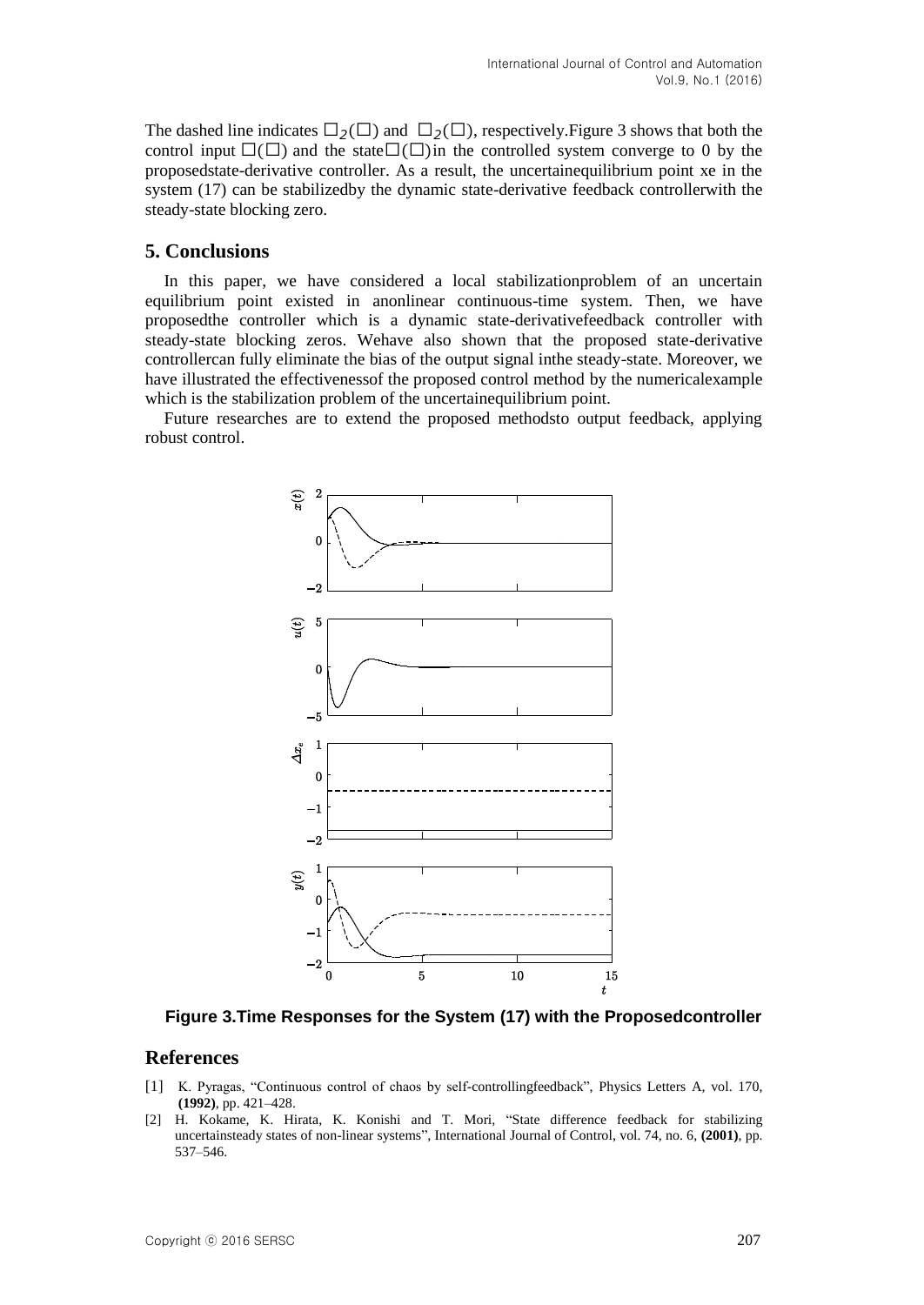The dashed line indicates □$_2$(□) and □$_2$(□), respectively.Figure 3 shows that both the control input □(□) and the state□(□)in the controlled system converge to 0 by the proposedstate-derivative controller. As a result, the uncertainequilibrium point xe in the system (17) can be stabilizedby the dynamic state-derivative feedback controllerwith the steady-state blocking zero.

## 5. Conclusions

In this paper, we have considered a local stabilizationproblem of an uncertain equilibrium point existed in anonlinear continuous-time system. Then, we have proposedthe controller which is a dynamic state-derivativefeedback controller with steady-state blocking zeros. Wehave also shown that the proposed state-derivative controllercan fully eliminate the bias of the output signal inthe steady-state. Moreover, we have illustrated the effectivenessof the proposed control method by the numericalexample which is the stabilization problem of the uncertainequilibrium point.

Future researches are to extend the proposed methodsto output feedback, applying robust control.

**Figure 3.Time Responses for the System (17) with the Proposedcontroller**

## References

[1] K. Pyragas, "Continuous control of chaos by self-controllingfeedback", Physics Letters A, vol. 170, **(1992)**, pp. 421–428.

[2] H. Kokame, K. Hirata, K. Konishi and T. Mori, "State difference feedback for stabilizing uncertainsteady states of non-linear systems", International Journal of Control, vol. 74, no. 6, **(2001)**, pp. 537–546.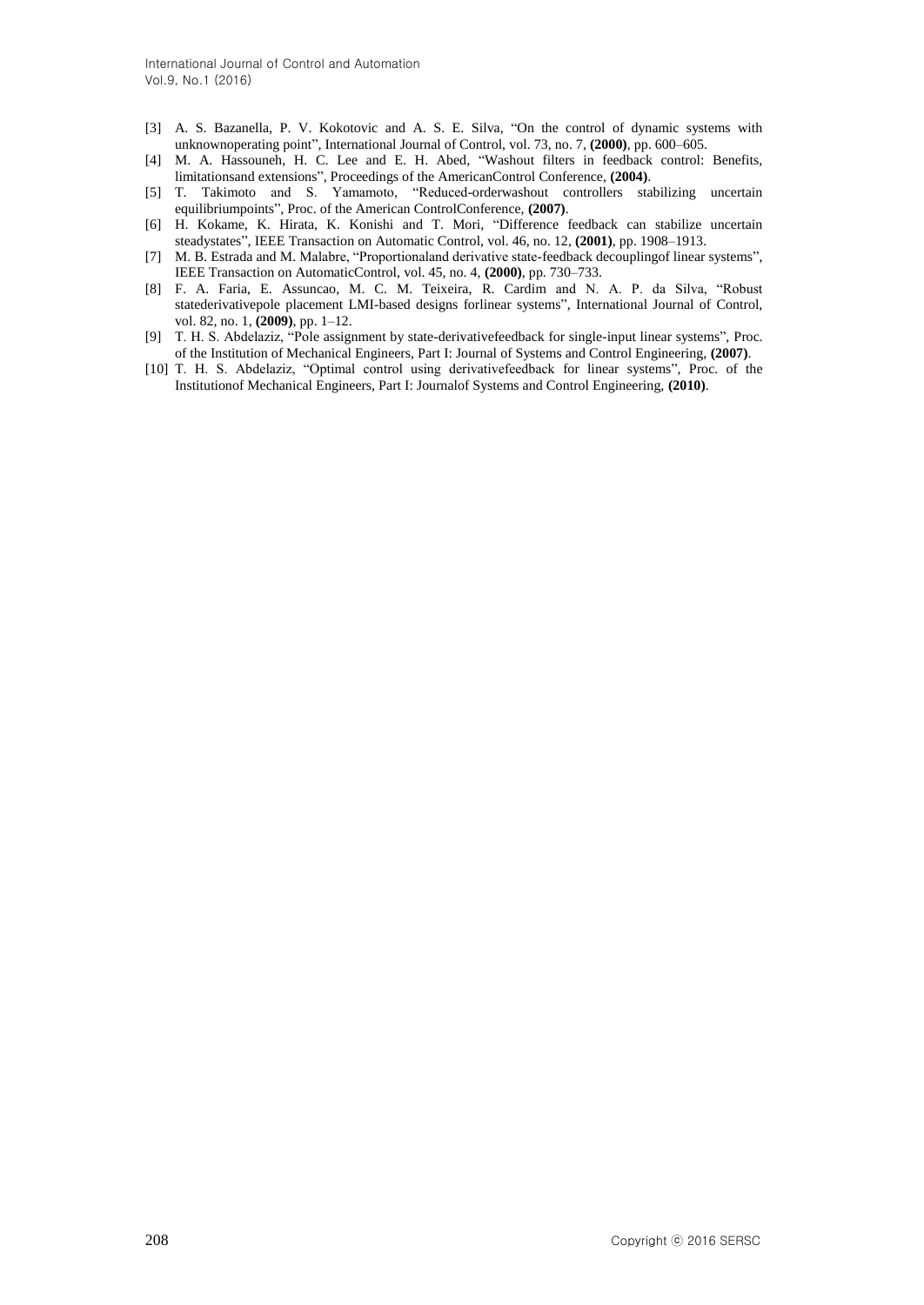[3] A. S. Bazanella, P. V. Kokotovic and A. S. E. Silva, "On the control of dynamic systems with unknownoperating point", International Journal of Control, vol. 73, no. 7, **(2000)**, pp. 600–605.

[4] M. A. Hassouneh, H. C. Lee and E. H. Abed, "Washout filters in feedback control: Benefits, limitationsand extensions", Proceedings of the AmericanControl Conference, **(2004)**.

[5] T. Takimoto and S. Yamamoto, "Reduced-orderwashout controllers stabilizing uncertain equilibriumpoints", Proc. of the American ControlConference, **(2007)**.

[6] H. Kokame, K. Hirata, K. Konishi and T. Mori, "Difference feedback can stabilize uncertain steadystates", IEEE Transaction on Automatic Control, vol. 46, no. 12, **(2001)**, pp. 1908–1913.

[7] M. B. Estrada and M. Malabre, "Proportionaland derivative state-feedback decouplingof linear systems", IEEE Transaction on AutomaticControl, vol. 45, no. 4, **(2000)**, pp. 730–733.

[8] F. A. Faria, E. Assuncao, M. C. M. Teixeira, R. Cardim and N. A. P. da Silva, "Robust statederivativepole placement LMI-based designs forlinear systems", International Journal of Control, vol. 82, no. 1, **(2009)**, pp. 1–12.

[9] T. H. S. Abdelaziz, "Pole assignment by state-derivativefeedback for single-input linear systems", Proc. of the Institution of Mechanical Engineers, Part I: Journal of Systems and Control Engineering, **(2007)**.

[10] T. H. S. Abdelaziz, "Optimal control using derivativefeedback for linear systems", Proc. of the Institutionof Mechanical Engineers, Part I: Journalof Systems and Control Engineering, **(2010)**.